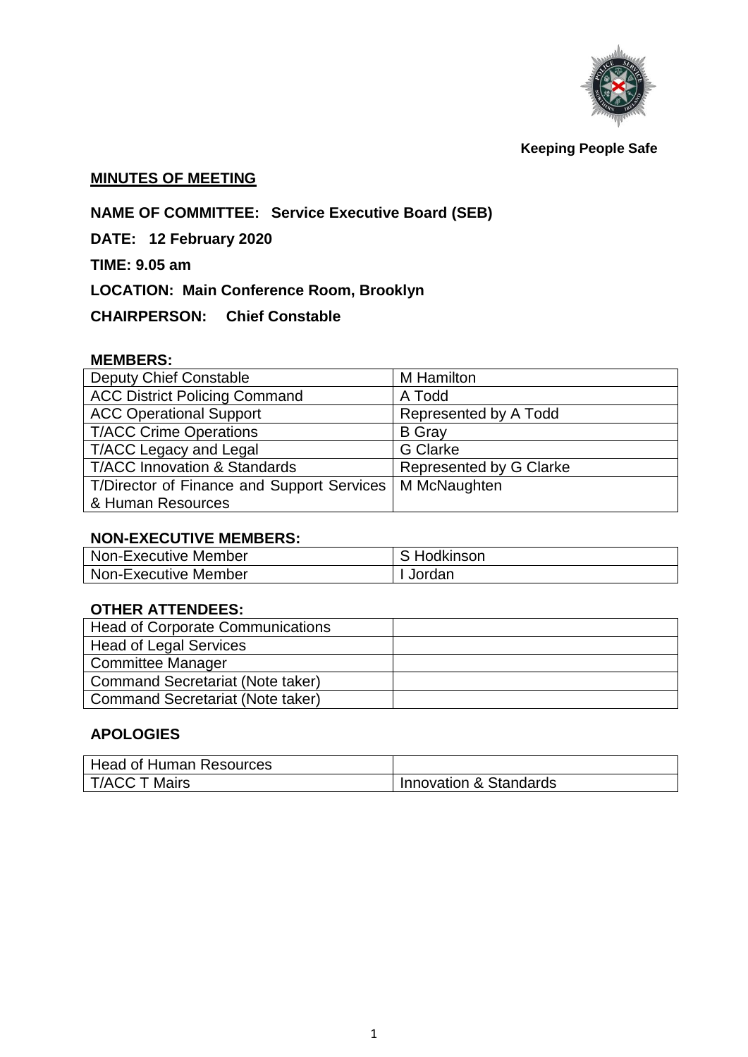**Keeping People Safe**

## MINUTES OF MEETING

**NAME OF COMMITTEE: Service Executive Board (SEB)**

**DATE: 12 February 2020**

**TIME: 9.05 am**

**LOCATION: Main Conference Room, Brooklyn**

**CHAIRPERSON: Chief Constable**

### MEMBERS:

| | |
|---|---|
| Deputy Chief Constable | M Hamilton |
| ACC District Policing Command | A Todd |
| ACC Operational Support | Represented by A Todd |
| T/ACC Crime Operations | B Gray |
| T/ACC Legacy and Legal | G Clarke |
| T/ACC Innovation & Standards | Represented by G Clarke |
| T/Director of Finance and Support Services & Human Resources | M McNaughten |

### NON-EXECUTIVE MEMBERS:

| | |
|---|---|
| Non-Executive Member | S Hodkinson |
| Non-Executive Member | I Jordan |

### OTHER ATTENDEES:

| | |
|---|---|
| Head of Corporate Communications | |
| Head of Legal Services | |
| Committee Manager | |
| Command Secretariat (Note taker) | |
| Command Secretariat (Note taker) | |

### APOLOGIES

| | |
|---|---|
| Head of Human Resources | |
| T/ACC T Mairs | Innovation & Standards |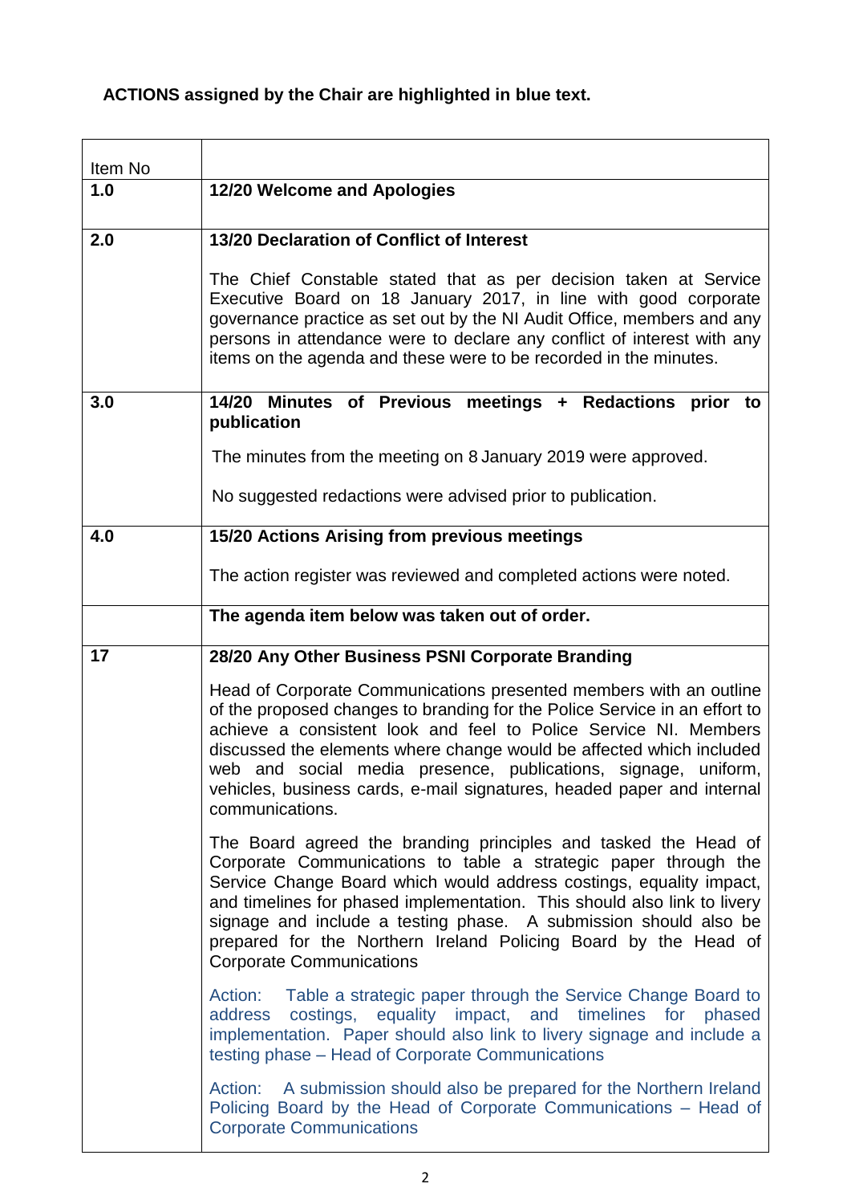**ACTIONS assigned by the Chair are highlighted in blue text.**

| Item No | |
|---|---|
| **1.0** | **12/20 Welcome and Apologies** |
| **2.0** | **13/20 Declaration of Conflict of Interest**<br><br>The Chief Constable stated that as per decision taken at Service Executive Board on 18 January 2017, in line with good corporate governance practice as set out by the NI Audit Office, members and any persons in attendance were to declare any conflict of interest with any items on the agenda and these were to be recorded in the minutes. |
| **3.0** | **14/20 Minutes of Previous meetings + Redactions prior to publication**<br><br>The minutes from the meeting on 8 January 2019 were approved.<br><br>No suggested redactions were advised prior to publication. |
| **4.0** | **15/20 Actions Arising from previous meetings**<br><br>The action register was reviewed and completed actions were noted. |
| | **The agenda item below was taken out of order.** |
| **17** | **28/20 Any Other Business PSNI Corporate Branding**<br><br>Head of Corporate Communications presented members with an outline of the proposed changes to branding for the Police Service in an effort to achieve a consistent look and feel to Police Service NI. Members discussed the elements where change would be affected which included web and social media presence, publications, signage, uniform, vehicles, business cards, e-mail signatures, headed paper and internal communications.<br><br>The Board agreed the branding principles and tasked the Head of Corporate Communications to table a strategic paper through the Service Change Board which would address costings, equality impact, and timelines for phased implementation. This should also link to livery signage and include a testing phase. A submission should also be prepared for the Northern Ireland Policing Board by the Head of Corporate Communications<br><br>Action: Table a strategic paper through the Service Change Board to address costings, equality impact, and timelines for phased implementation. Paper should also link to livery signage and include a testing phase – Head of Corporate Communications<br><br>Action: A submission should also be prepared for the Northern Ireland Policing Board by the Head of Corporate Communications – Head of Corporate Communications |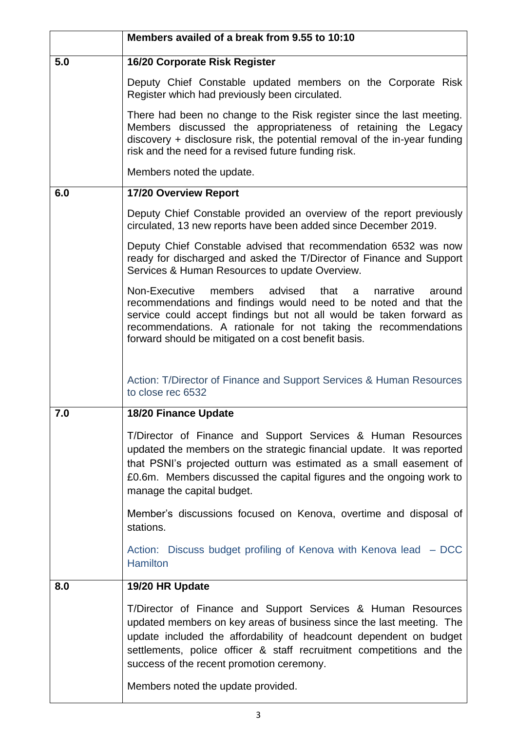| | Members availed of a break from 9.55 to 10:10 |
|---|---|
| **5.0** | **16/20 Corporate Risk Register**<br><br>Deputy Chief Constable updated members on the Corporate Risk Register which had previously been circulated.<br><br>There had been no change to the Risk register since the last meeting. Members discussed the appropriateness of retaining the Legacy discovery + disclosure risk, the potential removal of the in-year funding risk and the need for a revised future funding risk.<br><br>Members noted the update. |
| **6.0** | **17/20 Overview Report**<br><br>Deputy Chief Constable provided an overview of the report previously circulated, 13 new reports have been added since December 2019.<br><br>Deputy Chief Constable advised that recommendation 6532 was now ready for discharged and asked the T/Director of Finance and Support Services & Human Resources to update Overview.<br><br>Non-Executive members advised that a narrative around recommendations and findings would need to be noted and that the service could accept findings but not all would be taken forward as recommendations. A rationale for not taking the recommendations forward should be mitigated on a cost benefit basis.<br><br>Action: T/Director of Finance and Support Services & Human Resources to close rec 6532 |
| **7.0** | **18/20 Finance Update**<br><br>T/Director of Finance and Support Services & Human Resources updated the members on the strategic financial update. It was reported that PSNI's projected outturn was estimated as a small easement of £0.6m. Members discussed the capital figures and the ongoing work to manage the capital budget.<br><br>Member's discussions focused on Kenova, overtime and disposal of stations.<br><br>Action: Discuss budget profiling of Kenova with Kenova lead – DCC Hamilton |
| **8.0** | **19/20 HR Update**<br><br>T/Director of Finance and Support Services & Human Resources updated members on key areas of business since the last meeting. The update included the affordability of headcount dependent on budget settlements, police officer & staff recruitment competitions and the success of the recent promotion ceremony.<br><br>Members noted the update provided. |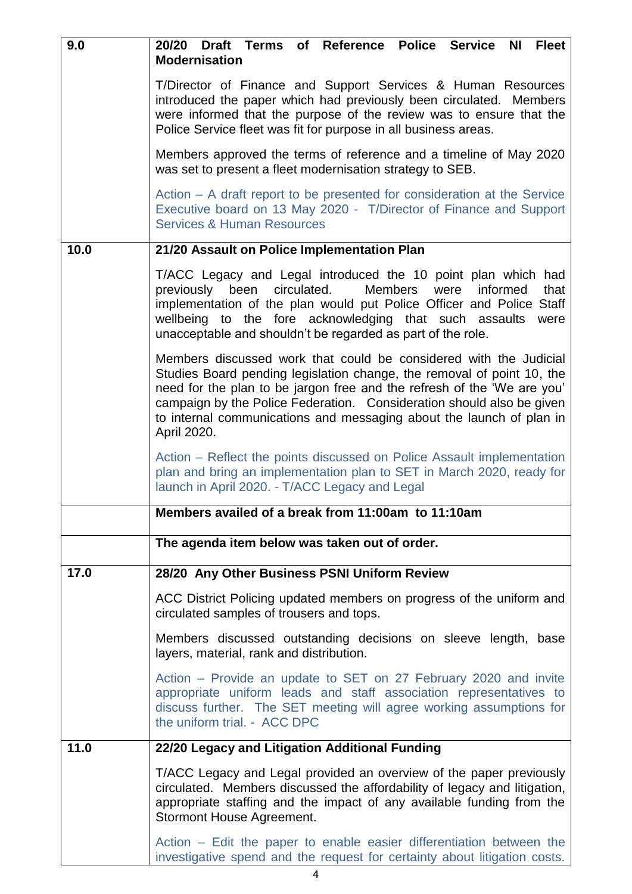| | |
|---|---|
| 9.0 | **20/20 Draft Terms of Reference Police Service NI Fleet Modernisation**<br><br>T/Director of Finance and Support Services & Human Resources introduced the paper which had previously been circulated. Members were informed that the purpose of the review was to ensure that the Police Service fleet was fit for purpose in all business areas.<br><br>Members approved the terms of reference and a timeline of May 2020 was set to present a fleet modernisation strategy to SEB.<br><br>Action – A draft report to be presented for consideration at the Service Executive board on 13 May 2020 - T/Director of Finance and Support Services & Human Resources |
| 10.0 | **21/20 Assault on Police Implementation Plan**<br><br>T/ACC Legacy and Legal introduced the 10 point plan which had previously been circulated. Members were informed that implementation of the plan would put Police Officer and Police Staff wellbeing to the fore acknowledging that such assaults were unacceptable and shouldn't be regarded as part of the role.<br><br>Members discussed work that could be considered with the Judicial Studies Board pending legislation change, the removal of point 10, the need for the plan to be jargon free and the refresh of the 'We are you' campaign by the Police Federation. Consideration should also be given to internal communications and messaging about the launch of plan in April 2020.<br><br>Action – Reflect the points discussed on Police Assault implementation plan and bring an implementation plan to SET in March 2020, ready for launch in April 2020. - T/ACC Legacy and Legal |
| | **Members availed of a break from 11:00am to 11:10am** |
| | **The agenda item below was taken out of order.** |
| 17.0 | **28/20 Any Other Business PSNI Uniform Review**<br><br>ACC District Policing updated members on progress of the uniform and circulated samples of trousers and tops.<br><br>Members discussed outstanding decisions on sleeve length, base layers, material, rank and distribution.<br><br>Action – Provide an update to SET on 27 February 2020 and invite appropriate uniform leads and staff association representatives to discuss further. The SET meeting will agree working assumptions for the uniform trial. - ACC DPC |
| 11.0 | **22/20 Legacy and Litigation Additional Funding**<br><br>T/ACC Legacy and Legal provided an overview of the paper previously circulated. Members discussed the affordability of legacy and litigation, appropriate staffing and the impact of any available funding from the Stormont House Agreement.<br><br>Action – Edit the paper to enable easier differentiation between the investigative spend and the request for certainty about litigation costs. |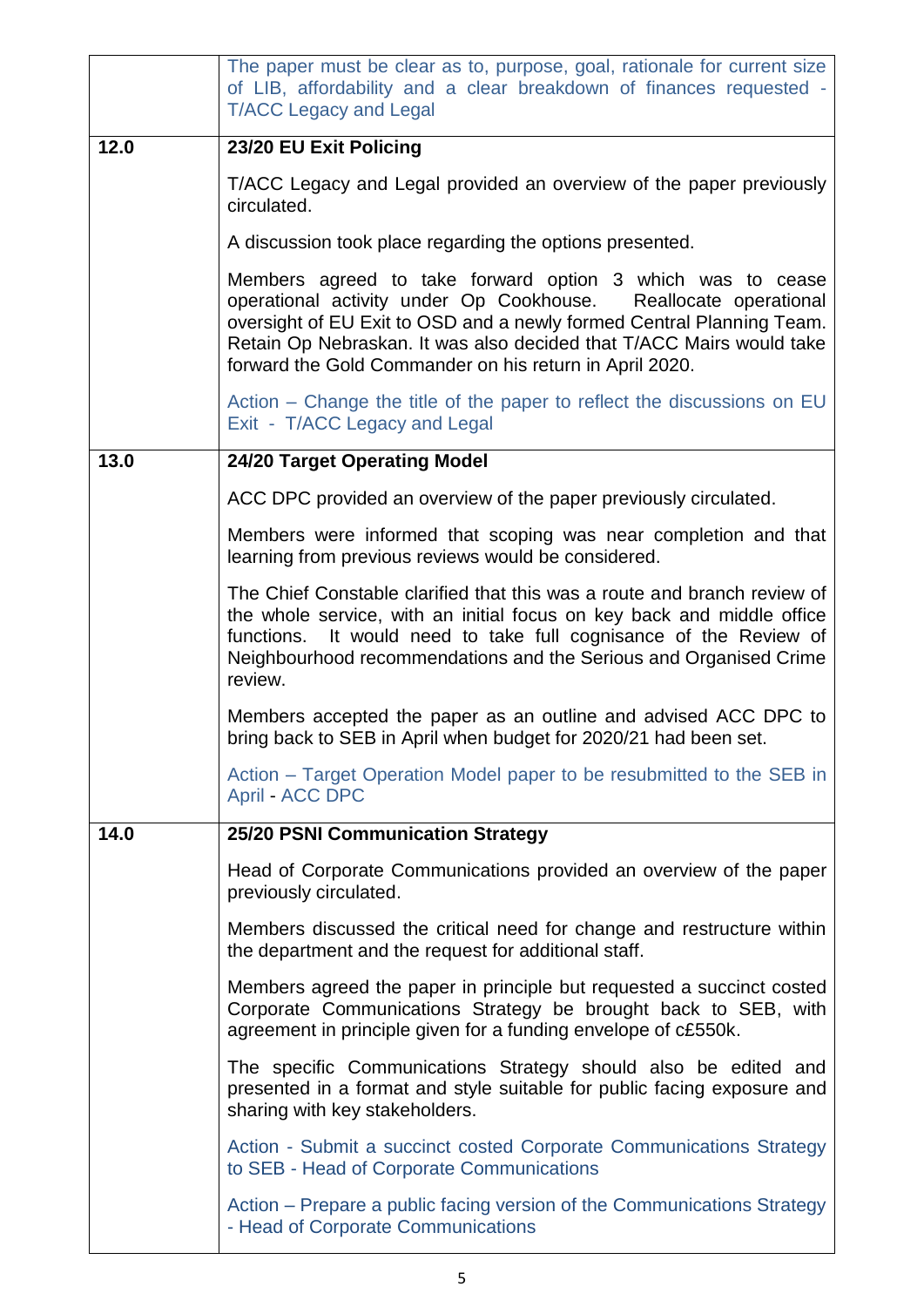| | |
|---|---|
| | The paper must be clear as to, purpose, goal, rationale for current size of LIB, affordability and a clear breakdown of finances requested - T/ACC Legacy and Legal |
| **12.0** | **23/20 EU Exit Policing**<br><br>T/ACC Legacy and Legal provided an overview of the paper previously circulated.<br><br>A discussion took place regarding the options presented.<br><br>Members agreed to take forward option 3 which was to cease operational activity under Op Cookhouse. Reallocate operational oversight of EU Exit to OSD and a newly formed Central Planning Team. Retain Op Nebraskan. It was also decided that T/ACC Mairs would take forward the Gold Commander on his return in April 2020.<br><br>Action – Change the title of the paper to reflect the discussions on EU Exit - T/ACC Legacy and Legal |
| **13.0** | **24/20 Target Operating Model**<br><br>ACC DPC provided an overview of the paper previously circulated.<br><br>Members were informed that scoping was near completion and that learning from previous reviews would be considered.<br><br>The Chief Constable clarified that this was a route and branch review of the whole service, with an initial focus on key back and middle office functions. It would need to take full cognisance of the Review of Neighbourhood recommendations and the Serious and Organised Crime review.<br><br>Members accepted the paper as an outline and advised ACC DPC to bring back to SEB in April when budget for 2020/21 had been set.<br><br>Action – Target Operation Model paper to be resubmitted to the SEB in April - ACC DPC |
| **14.0** | **25/20 PSNI Communication Strategy**<br><br>Head of Corporate Communications provided an overview of the paper previously circulated.<br><br>Members discussed the critical need for change and restructure within the department and the request for additional staff.<br><br>Members agreed the paper in principle but requested a succinct costed Corporate Communications Strategy be brought back to SEB, with agreement in principle given for a funding envelope of c£550k.<br><br>The specific Communications Strategy should also be edited and presented in a format and style suitable for public facing exposure and sharing with key stakeholders.<br><br>Action - Submit a succinct costed Corporate Communications Strategy to SEB - Head of Corporate Communications<br><br>Action – Prepare a public facing version of the Communications Strategy - Head of Corporate Communications |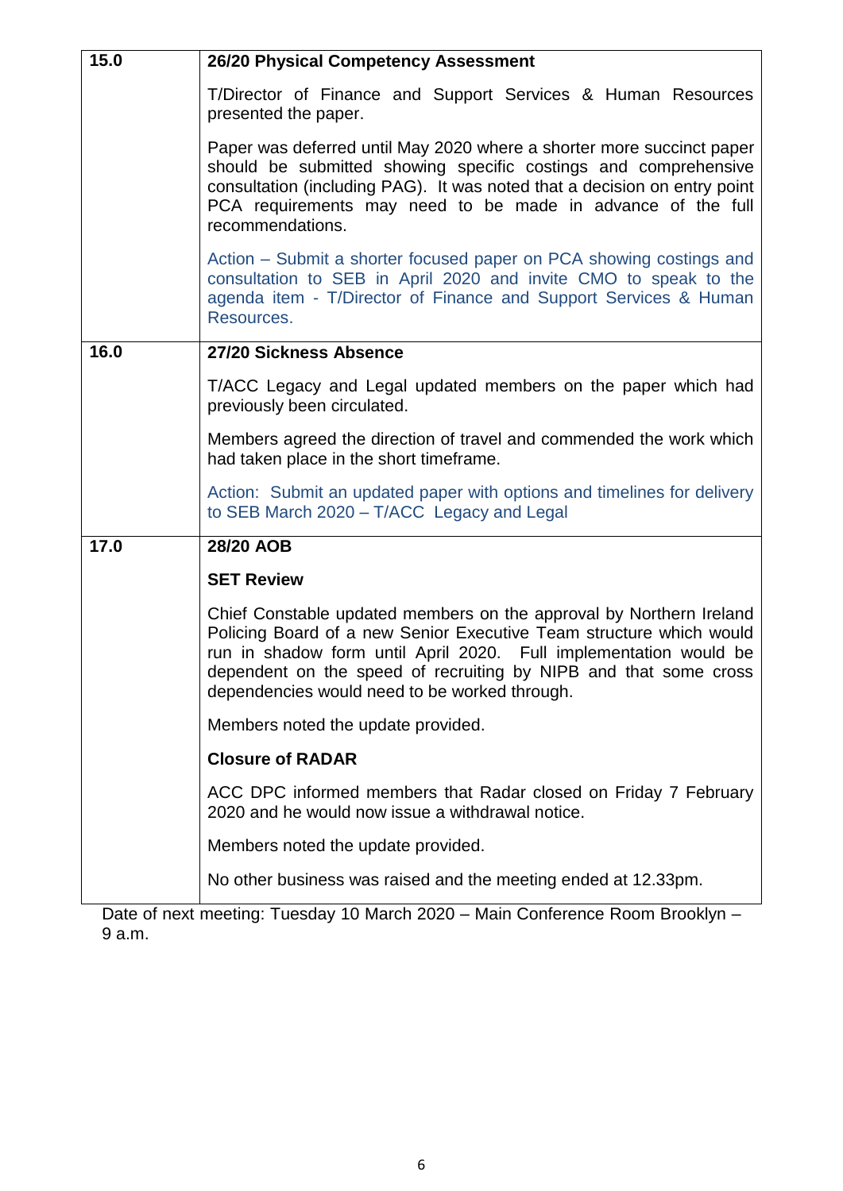| | |
|---|---|
| **15.0** | **26/20 Physical Competency Assessment**<br><br>T/Director of Finance and Support Services & Human Resources presented the paper.<br><br>Paper was deferred until May 2020 where a shorter more succinct paper should be submitted showing specific costings and comprehensive consultation (including PAG). It was noted that a decision on entry point PCA requirements may need to be made in advance of the full recommendations.<br><br>Action – Submit a shorter focused paper on PCA showing costings and consultation to SEB in April 2020 and invite CMO to speak to the agenda item - T/Director of Finance and Support Services & Human Resources. |
| **16.0** | **27/20 Sickness Absence**<br><br>T/ACC Legacy and Legal updated members on the paper which had previously been circulated.<br><br>Members agreed the direction of travel and commended the work which had taken place in the short timeframe.<br><br>Action: Submit an updated paper with options and timelines for delivery to SEB March 2020 – T/ACC Legacy and Legal |
| **17.0** | **28/20 AOB**<br><br>**SET Review**<br><br>Chief Constable updated members on the approval by Northern Ireland Policing Board of a new Senior Executive Team structure which would run in shadow form until April 2020. Full implementation would be dependent on the speed of recruiting by NIPB and that some cross dependencies would need to be worked through.<br><br>Members noted the update provided.<br><br>**Closure of RADAR**<br><br>ACC DPC informed members that Radar closed on Friday 7 February 2020 and he would now issue a withdrawal notice.<br><br>Members noted the update provided.<br><br>No other business was raised and the meeting ended at 12.33pm. |

Date of next meeting: Tuesday 10 March 2020 – Main Conference Room Brooklyn – 9 a.m.